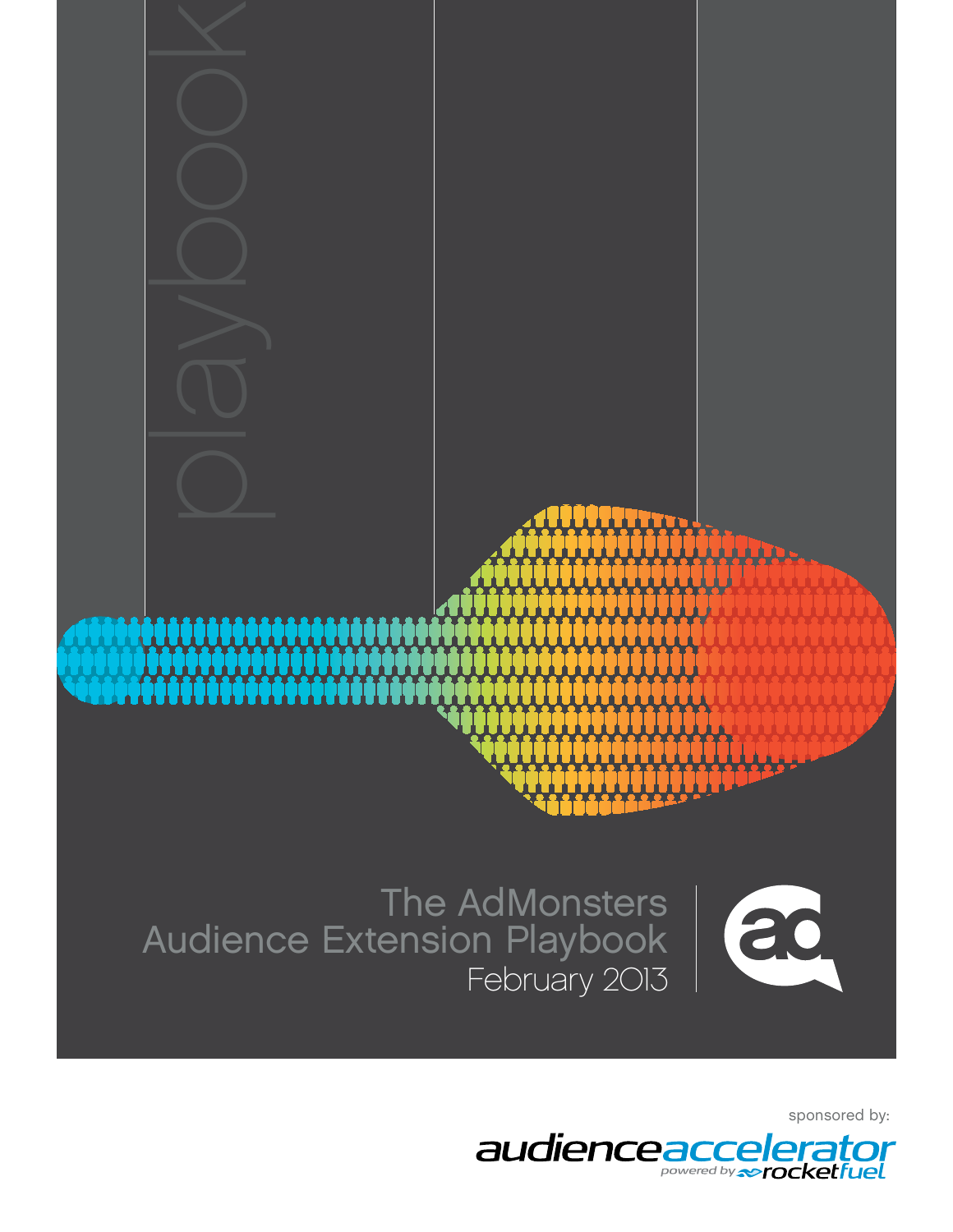playbook

# The AdMonsters Audience Extension Playbook

February 2013

sponsored by:

audienceaccelerator powered by rocketfuel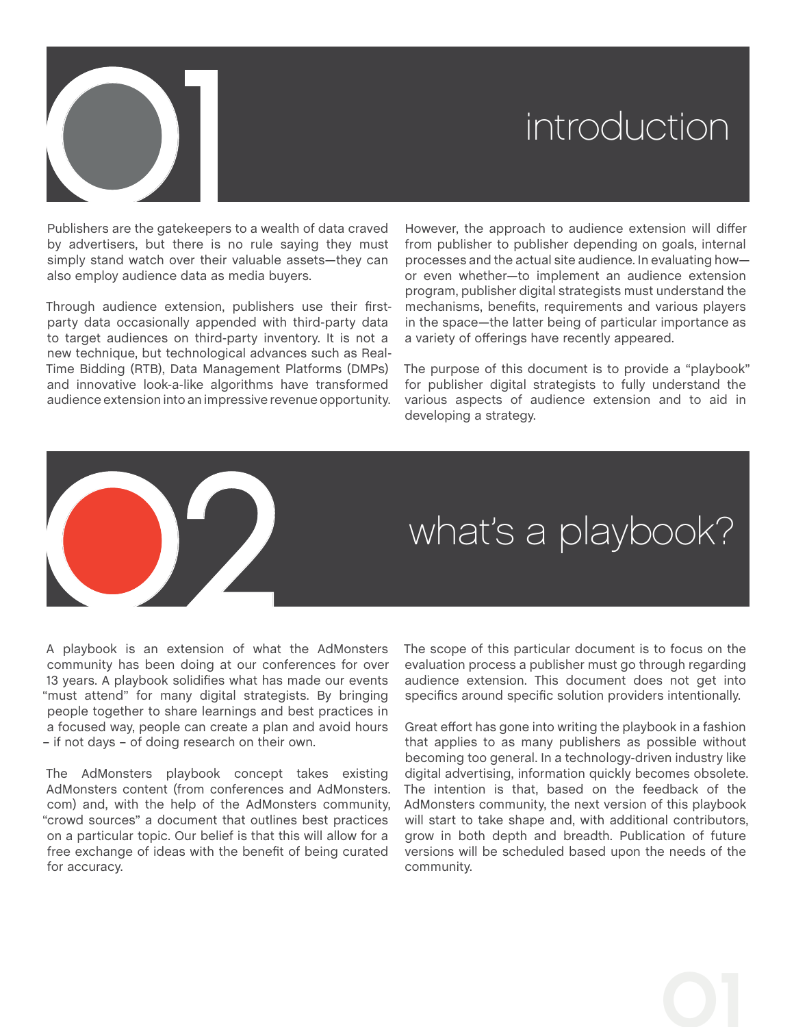# 01 introduction

Publishers are the gatekeepers to a wealth of data craved by advertisers, but there is no rule saying they must simply stand watch over their valuable assets—they can also employ audience data as media buyers.

Through audience extension, publishers use their first-party data occasionally appended with third-party data to target audiences on third-party inventory. It is not a new technique, but technological advances such as Real-Time Bidding (RTB), Data Management Platforms (DMPs) and innovative look-a-like algorithms have transformed audience extension into an impressive revenue opportunity.

However, the approach to audience extension will differ from publisher to publisher depending on goals, internal processes and the actual site audience. In evaluating how—or even whether—to implement an audience extension program, publisher digital strategists must understand the mechanisms, benefits, requirements and various players in the space—the latter being of particular importance as a variety of offerings have recently appeared.

The purpose of this document is to provide a "playbook" for publisher digital strategists to fully understand the various aspects of audience extension and to aid in developing a strategy.

# 02 what's a playbook?

A playbook is an extension of what the AdMonsters community has been doing at our conferences for over 13 years. A playbook solidifies what has made our events "must attend" for many digital strategists. By bringing people together to share learnings and best practices in a focused way, people can create a plan and avoid hours – if not days – of doing research on their own.

The AdMonsters playbook concept takes existing AdMonsters content (from conferences and AdMonsters.com) and, with the help of the AdMonsters community, "crowd sources" a document that outlines best practices on a particular topic. Our belief is that this will allow for a free exchange of ideas with the benefit of being curated for accuracy.

The scope of this particular document is to focus on the evaluation process a publisher must go through regarding audience extension. This document does not get into specifics around specific solution providers intentionally.

Great effort has gone into writing the playbook in a fashion that applies to as many publishers as possible without becoming too general. In a technology-driven industry like digital advertising, information quickly becomes obsolete. The intention is that, based on the feedback of the AdMonsters community, the next version of this playbook will start to take shape and, with additional contributors, grow in both depth and breadth. Publication of future versions will be scheduled based upon the needs of the community.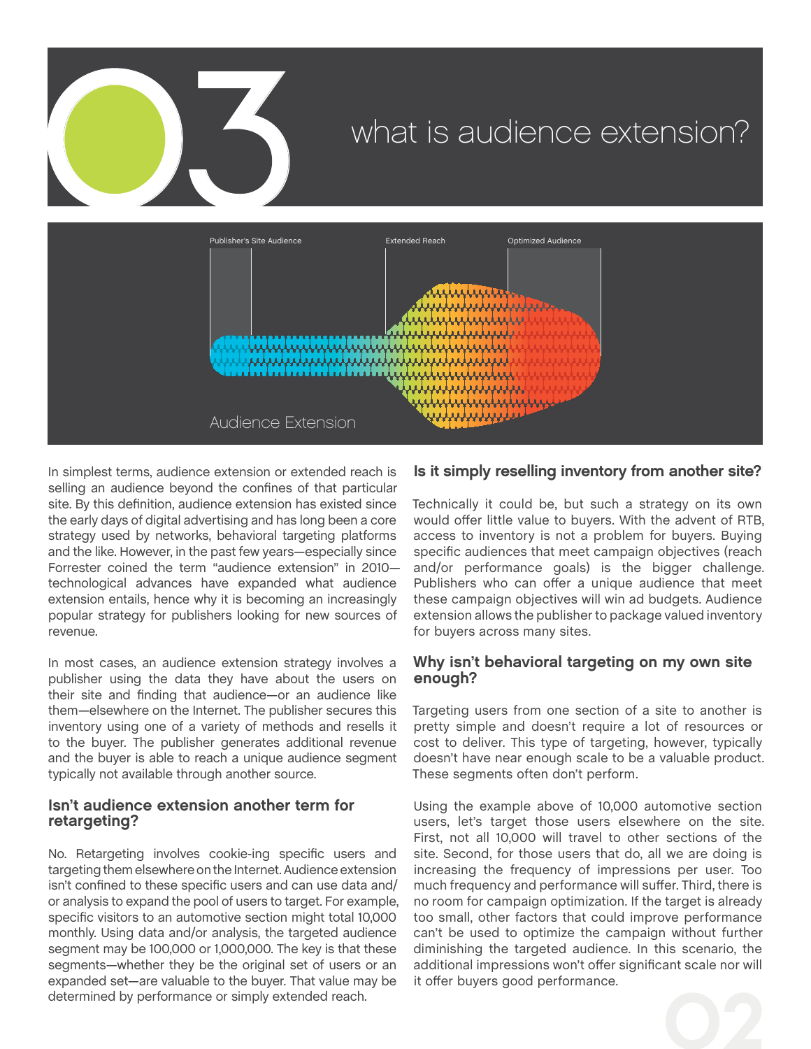# 03 what is audience extension?

Publisher's Site Audience | Extended Reach | Optimized Audience

Audience Extension

In simplest terms, audience extension or extended reach is selling an audience beyond the confines of that particular site. By this definition, audience extension has existed since the early days of digital advertising and has long been a core strategy used by networks, behavioral targeting platforms and the like. However, in the past few years—especially since Forrester coined the term "audience extension" in 2010—technological advances have expanded what audience extension entails, hence why it is becoming an increasingly popular strategy for publishers looking for new sources of revenue.

In most cases, an audience extension strategy involves a publisher using the data they have about the users on their site and finding that audience—or an audience like them—elsewhere on the Internet. The publisher secures this inventory using one of a variety of methods and resells it to the buyer. The publisher generates additional revenue and the buyer is able to reach a unique audience segment typically not available through another source.

### Isn't audience extension another term for retargeting?

No. Retargeting involves cookie-ing specific users and targeting them elsewhere on the Internet. Audience extension isn't confined to these specific users and can use data and/or analysis to expand the pool of users to target. For example, specific visitors to an automotive section might total 10,000 monthly. Using data and/or analysis, the targeted audience segment may be 100,000 or 1,000,000. The key is that these segments—whether they be the original set of users or an expanded set—are valuable to the buyer. That value may be determined by performance or simply extended reach.

### Is it simply reselling inventory from another site?

Technically it could be, but such a strategy on its own would offer little value to buyers. With the advent of RTB, access to inventory is not a problem for buyers. Buying specific audiences that meet campaign objectives (reach and/or performance goals) is the bigger challenge. Publishers who can offer a unique audience that meet these campaign objectives will win ad budgets. Audience extension allows the publisher to package valued inventory for buyers across many sites.

### Why isn't behavioral targeting on my own site enough?

Targeting users from one section of a site to another is pretty simple and doesn't require a lot of resources or cost to deliver. This type of targeting, however, typically doesn't have near enough scale to be a valuable product. These segments often don't perform.

Using the example above of 10,000 automotive section users, let's target those users elsewhere on the site. First, not all 10,000 will travel to other sections of the site. Second, for those users that do, all we are doing is increasing the frequency of impressions per user. Too much frequency and performance will suffer. Third, there is no room for campaign optimization. If the target is already too small, other factors that could improve performance can't be used to optimize the campaign without further diminishing the targeted audience. In this scenario, the additional impressions won't offer significant scale nor will it offer buyers good performance.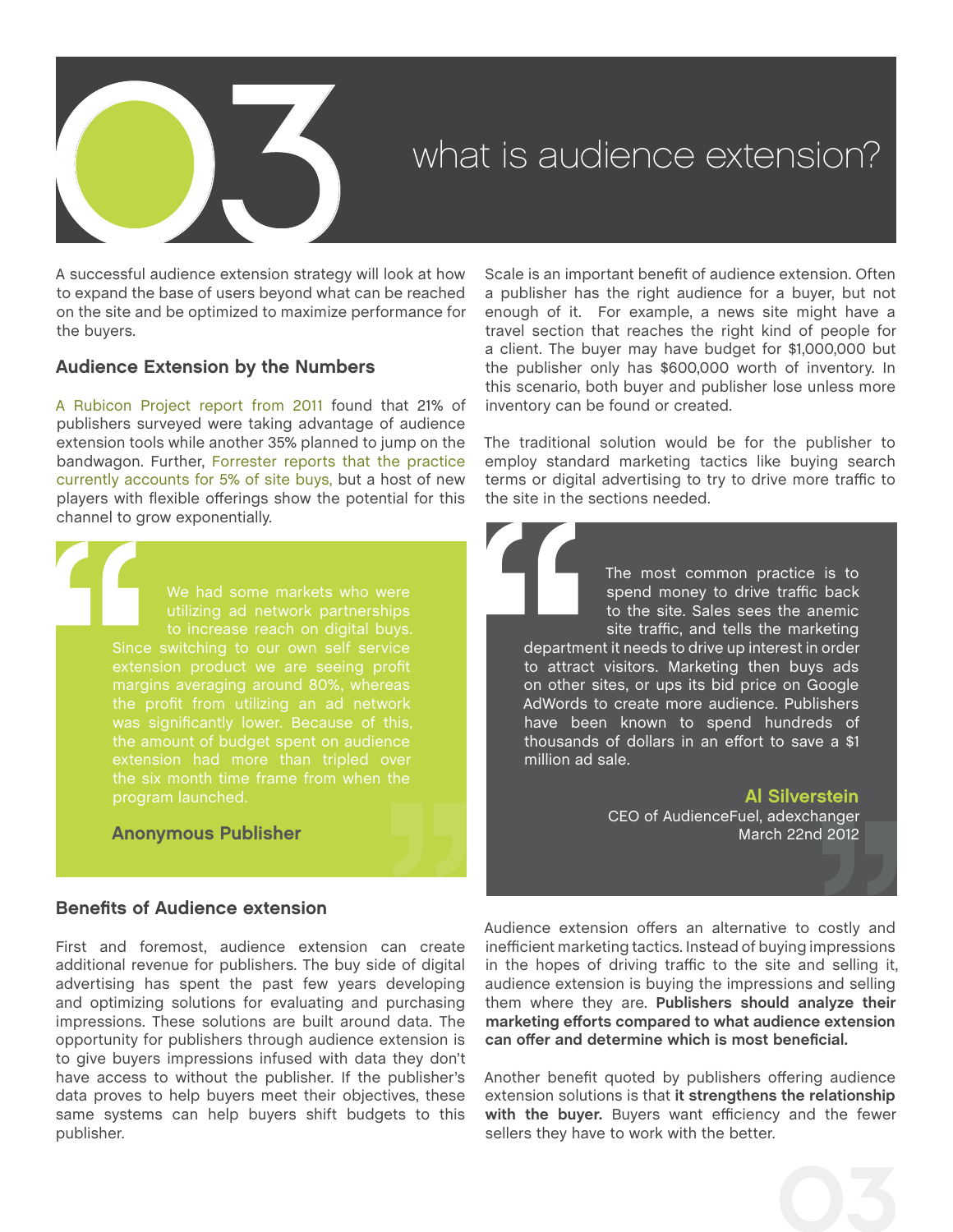# 03 what is audience extension?

A successful audience extension strategy will look at how to expand the base of users beyond what can be reached on the site and be optimized to maximize performance for the buyers.

## Audience Extension by the Numbers

A Rubicon Project report from 2011 found that 21% of publishers surveyed were taking advantage of audience extension tools while another 35% planned to jump on the bandwagon. Further, Forrester reports that the practice currently accounts for 5% of site buys, but a host of new players with flexible offerings show the potential for this channel to grow exponentially.

> We had some markets who were utilizing ad network partnerships to increase reach on digital buys. Since switching to our own self service extension product we are seeing profit margins averaging around 80%, whereas the profit from utilizing an ad network was significantly lower. Because of this, the amount of budget spent on audience extension had more than tripled over the six month time frame from when the program launched.
>
> **Anonymous Publisher**

## Benefits of Audience extension

First and foremost, audience extension can create additional revenue for publishers. The buy side of digital advertising has spent the past few years developing and optimizing solutions for evaluating and purchasing impressions. These solutions are built around data. The opportunity for publishers through audience extension is to give buyers impressions infused with data they don't have access to without the publisher. If the publisher's data proves to help buyers meet their objectives, these same systems can help buyers shift budgets to this publisher.

Scale is an important benefit of audience extension. Often a publisher has the right audience for a buyer, but not enough of it. For example, a news site might have a travel section that reaches the right kind of people for a client. The buyer may have budget for $1,000,000 but the publisher only has $600,000 worth of inventory. In this scenario, both buyer and publisher lose unless more inventory can be found or created.

The traditional solution would be for the publisher to employ standard marketing tactics like buying search terms or digital advertising to try to drive more traffic to the site in the sections needed.

> The most common practice is to spend money to drive traffic back to the site. Sales sees the anemic site traffic, and tells the marketing department it needs to drive up interest in order to attract visitors. Marketing then buys ads on other sites, or ups its bid price on Google AdWords to create more audience. Publishers have been known to spend hundreds of thousands of dollars in an effort to save a $1 million ad sale.
>
> **Al Silverstein**
> CEO of AudienceFuel, adexchanger
> March 22nd 2012

Audience extension offers an alternative to costly and inefficient marketing tactics. Instead of buying impressions in the hopes of driving traffic to the site and selling it, audience extension is buying the impressions and selling them where they are. **Publishers should analyze their marketing efforts compared to what audience extension can offer and determine which is most beneficial.**

Another benefit quoted by publishers offering audience extension solutions is that **it strengthens the relationship with the buyer.** Buyers want efficiency and the fewer sellers they have to work with the better.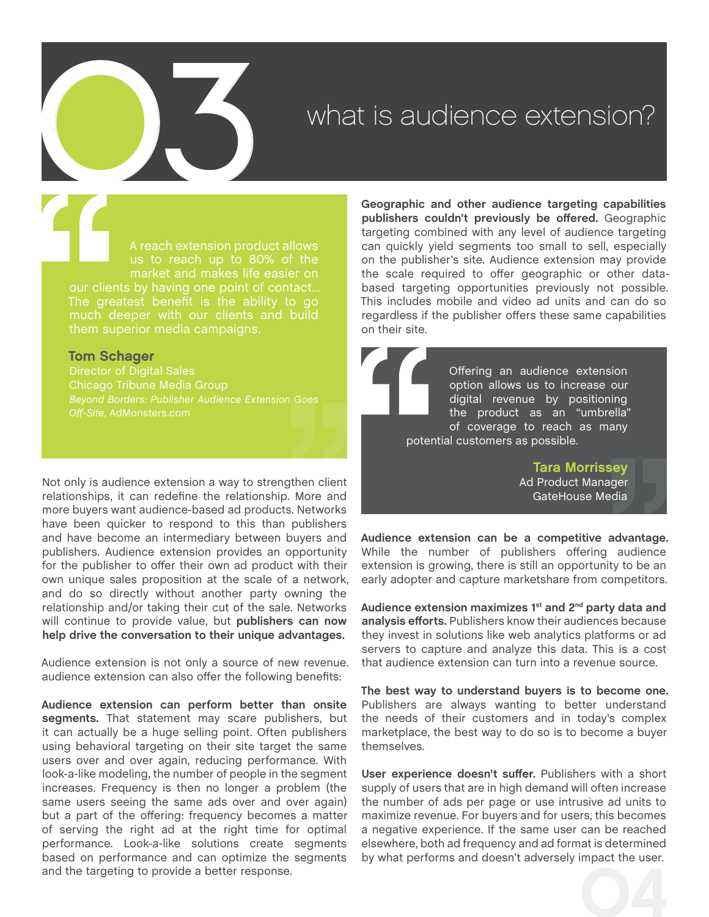# 03 what is audience extension?

> A reach extension product allows us to reach up to 80% of the market and makes life easier on our clients by having one point of contact... The greatest benefit is the ability to go much deeper with our clients and build them superior media campaigns.
>
> **Tom Schager**
> Director of Digital Sales
> Chicago Tribune Media Group
> *Beyond Borders: Publisher Audience Extension Goes Off-Site,* AdMonsters.com

Not only is audience extension a way to strengthen client relationships, it can redefine the relationship. More and more buyers want audience-based ad products. Networks have been quicker to respond to this than publishers and have become an intermediary between buyers and publishers. Audience extension provides an opportunity for the publisher to offer their own ad product with their own unique sales proposition at the scale of a network, and do so directly without another party owning the relationship and/or taking their cut of the sale. Networks will continue to provide value, but **publishers can now help drive the conversation to their unique advantages.**

Audience extension is not only a source of new revenue. audience extension can also offer the following benefits:

**Audience extension can perform better than onsite segments.** That statement may scare publishers, but it can actually be a huge selling point. Often publishers using behavioral targeting on their site target the same users over and over again, reducing performance. With look-a-like modeling, the number of people in the segment increases. Frequency is then no longer a problem (the same users seeing the same ads over and over again) but a part of the offering: frequency becomes a matter of serving the right ad at the right time for optimal performance. Look-a-like solutions create segments based on performance and can optimize the segments and the targeting to provide a better response.

**Geographic and other audience targeting capabilities publishers couldn't previously be offered.** Geographic targeting combined with any level of audience targeting can quickly yield segments too small to sell, especially on the publisher's site. Audience extension may provide the scale required to offer geographic or other data-based targeting opportunities previously not possible. This includes mobile and video ad units and can do so regardless if the publisher offers these same capabilities on their site.

> Offering an audience extension option allows us to increase our digital revenue by positioning the product as an "umbrella" of coverage to reach as many potential customers as possible.
>
> **Tara Morrissey**
> Ad Product Manager
> GateHouse Media

**Audience extension can be a competitive advantage.** While the number of publishers offering audience extension is growing, there is still an opportunity to be an early adopter and capture marketshare from competitors.

**Audience extension maximizes 1st and 2nd party data and analysis efforts.** Publishers know their audiences because they invest in solutions like web analytics platforms or ad servers to capture and analyze this data. This is a cost that audience extension can turn into a revenue source.

**The best way to understand buyers is to become one.** Publishers are always wanting to better understand the needs of their customers and in today's complex marketplace, the best way to do so is to become a buyer themselves.

**User experience doesn't suffer.** Publishers with a short supply of users that are in high demand will often increase the number of ads per page or use intrusive ad units to maximize revenue. For buyers and for users, this becomes a negative experience. If the same user can be reached elsewhere, both ad frequency and ad format is determined by what performs and doesn't adversely impact the user.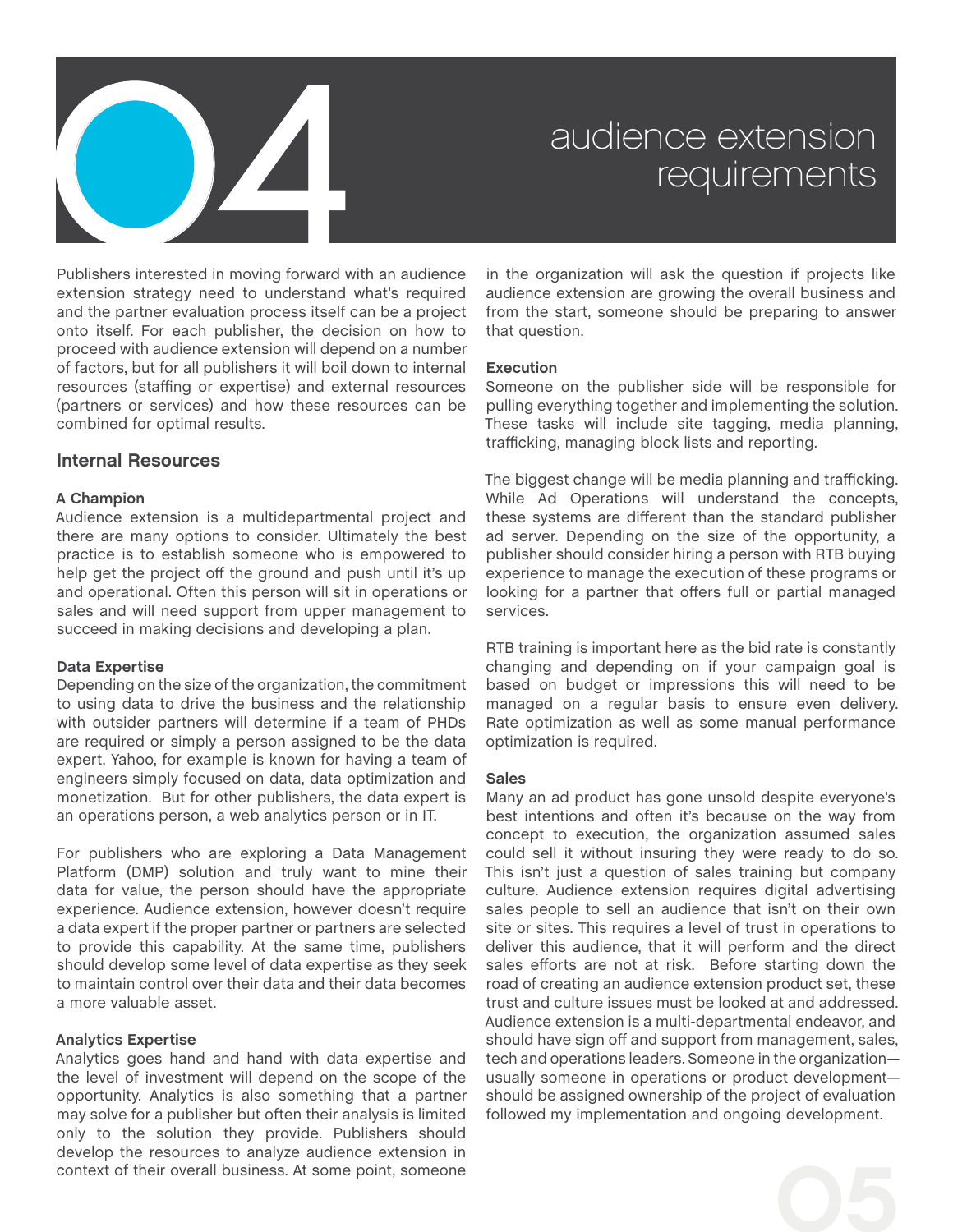# 04 audience extension requirements

Publishers interested in moving forward with an audience extension strategy need to understand what's required and the partner evaluation process itself can be a project onto itself. For each publisher, the decision on how to proceed with audience extension will depend on a number of factors, but for all publishers it will boil down to internal resources (staffing or expertise) and external resources (partners or services) and how these resources can be combined for optimal results.

## Internal Resources

### A Champion

Audience extension is a multidepartmental project and there are many options to consider. Ultimately the best practice is to establish someone who is empowered to help get the project off the ground and push until it's up and operational. Often this person will sit in operations or sales and will need support from upper management to succeed in making decisions and developing a plan.

### Data Expertise

Depending on the size of the organization, the commitment to using data to drive the business and the relationship with outsider partners will determine if a team of PHDs are required or simply a person assigned to be the data expert. Yahoo, for example is known for having a team of engineers simply focused on data, data optimization and monetization. But for other publishers, the data expert is an operations person, a web analytics person or in IT.

For publishers who are exploring a Data Management Platform (DMP) solution and truly want to mine their data for value, the person should have the appropriate experience. Audience extension, however doesn't require a data expert if the proper partner or partners are selected to provide this capability. At the same time, publishers should develop some level of data expertise as they seek to maintain control over their data and their data becomes a more valuable asset.

### Analytics Expertise

Analytics goes hand and hand with data expertise and the level of investment will depend on the scope of the opportunity. Analytics is also something that a partner may solve for a publisher but often their analysis is limited only to the solution they provide. Publishers should develop the resources to analyze audience extension in context of their overall business. At some point, someone in the organization will ask the question if projects like audience extension are growing the overall business and from the start, someone should be preparing to answer that question.

### Execution

Someone on the publisher side will be responsible for pulling everything together and implementing the solution. These tasks will include site tagging, media planning, trafficking, managing block lists and reporting.

The biggest change will be media planning and trafficking. While Ad Operations will understand the concepts, these systems are different than the standard publisher ad server. Depending on the size of the opportunity, a publisher should consider hiring a person with RTB buying experience to manage the execution of these programs or looking for a partner that offers full or partial managed services.

RTB training is important here as the bid rate is constantly changing and depending on if your campaign goal is based on budget or impressions this will need to be managed on a regular basis to ensure even delivery. Rate optimization as well as some manual performance optimization is required.

### Sales

Many an ad product has gone unsold despite everyone's best intentions and often it's because on the way from concept to execution, the organization assumed sales could sell it without insuring they were ready to do so. This isn't just a question of sales training but company culture. Audience extension requires digital advertising sales people to sell an audience that isn't on their own site or sites. This requires a level of trust in operations to deliver this audience, that it will perform and the direct sales efforts are not at risk. Before starting down the road of creating an audience extension product set, these trust and culture issues must be looked at and addressed. Audience extension is a multi-departmental endeavor, and should have sign off and support from management, sales, tech and operations leaders. Someone in the organization—usually someone in operations or product development—should be assigned ownership of the project of evaluation followed my implementation and ongoing development.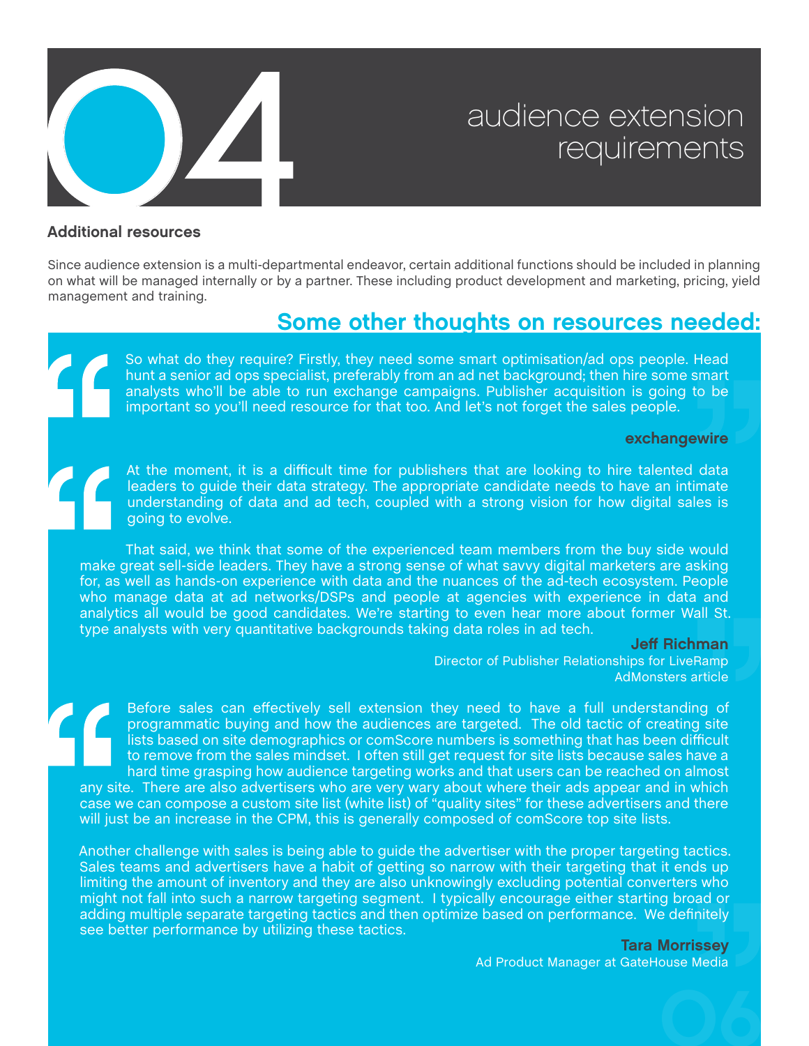# 04 audience extension requirements

### Additional resources

Since audience extension is a multi-departmental endeavor, certain additional functions should be included in planning on what will be managed internally or by a partner. These including product development and marketing, pricing, yield management and training.

## Some other thoughts on resources needed:

> So what do they require? Firstly, they need some smart optimisation/ad ops people. Head hunt a senior ad ops specialist, preferably from an ad net background; then hire some smart analysts who'll be able to run exchange campaigns. Publisher acquisition is going to be important so you'll need resource for that too. And let's not forget the sales people.
>
> **exchangewire**

> At the moment, it is a difficult time for publishers that are looking to hire talented data leaders to guide their data strategy. The appropriate candidate needs to have an intimate understanding of data and ad tech, coupled with a strong vision for how digital sales is going to evolve.
>
> That said, we think that some of the experienced team members from the buy side would make great sell-side leaders. They have a strong sense of what savvy digital marketers are asking for, as well as hands-on experience with data and the nuances of the ad-tech ecosystem. People who manage data at ad networks/DSPs and people at agencies with experience in data and analytics all would be good candidates. We're starting to even hear more about former Wall St. type analysts with very quantitative backgrounds taking data roles in ad tech.
>
> **Jeff Richman**
> Director of Publisher Relationships for LiveRamp
> AdMonsters article

> Before sales can effectively sell extension they need to have a full understanding of programmatic buying and how the audiences are targeted. The old tactic of creating site lists based on site demographics or comScore numbers is something that has been difficult to remove from the sales mindset. I often still get request for site lists because sales have a hard time grasping how audience targeting works and that users can be reached on almost any site. There are also advertisers who are very wary about where their ads appear and in which case we can compose a custom site list (white list) of "quality sites" for these advertisers and there will just be an increase in the CPM, this is generally composed of comScore top site lists.
>
> Another challenge with sales is being able to guide the advertiser with the proper targeting tactics. Sales teams and advertisers have a habit of getting so narrow with their targeting that it ends up limiting the amount of inventory and they are also unknowingly excluding potential converters who might not fall into such a narrow targeting segment. I typically encourage either starting broad or adding multiple separate targeting tactics and then optimize based on performance. We definitely see better performance by utilizing these tactics.
>
> **Tara Morrissey**
> Ad Product Manager at GateHouse Media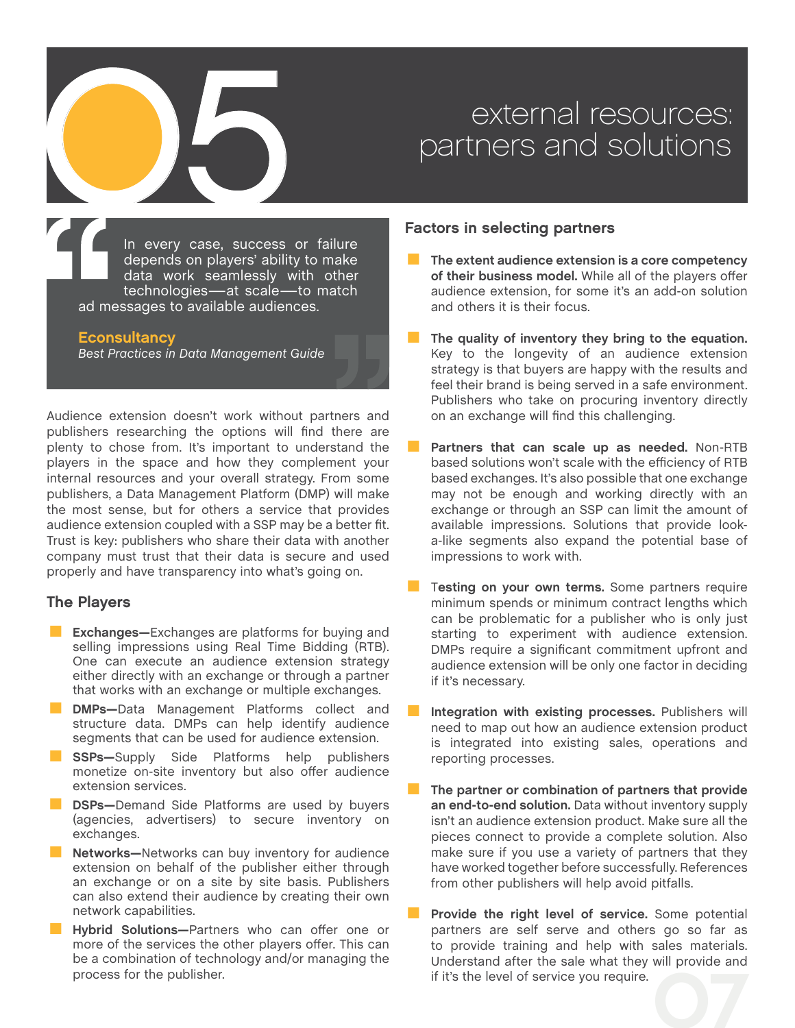# 05 external resources: partners and solutions

> In every case, success or failure depends on players' ability to make data work seamlessly with other technologies—at scale—to match ad messages to available audiences.
>
> **Econsultancy**
> *Best Practices in Data Management Guide*

Audience extension doesn't work without partners and publishers researching the options will find there are plenty to chose from. It's important to understand the players in the space and how they complement your internal resources and your overall strategy. From some publishers, a Data Management Platform (DMP) will make the most sense, but for others a service that provides audience extension coupled with a SSP may be a better fit. Trust is key: publishers who share their data with another company must trust that their data is secure and used properly and have transparency into what's going on.

## The Players

- **Exchanges—**Exchanges are platforms for buying and selling impressions using Real Time Bidding (RTB). One can execute an audience extension strategy either directly with an exchange or through a partner that works with an exchange or multiple exchanges.
- **DMPs—**Data Management Platforms collect and structure data. DMPs can help identify audience segments that can be used for audience extension.
- **SSPs—**Supply Side Platforms help publishers monetize on-site inventory but also offer audience extension services.
- **DSPs—**Demand Side Platforms are used by buyers (agencies, advertisers) to secure inventory on exchanges.
- **Networks—**Networks can buy inventory for audience extension on behalf of the publisher either through an exchange or on a site by site basis. Publishers can also extend their audience by creating their own network capabilities.
- **Hybrid Solutions—**Partners who can offer one or more of the services the other players offer. This can be a combination of technology and/or managing the process for the publisher.

## Factors in selecting partners

- **The extent audience extension is a core competency of their business model.** While all of the players offer audience extension, for some it's an add-on solution and others it is their focus.
- **The quality of inventory they bring to the equation.** Key to the longevity of an audience extension strategy is that buyers are happy with the results and feel their brand is being served in a safe environment. Publishers who take on procuring inventory directly on an exchange will find this challenging.
- **Partners that can scale up as needed.** Non-RTB based solutions won't scale with the efficiency of RTB based exchanges. It's also possible that one exchange may not be enough and working directly with an exchange or through an SSP can limit the amount of available impressions. Solutions that provide look-a-like segments also expand the potential base of impressions to work with.
- **Testing on your own terms.** Some partners require minimum spends or minimum contract lengths which can be problematic for a publisher who is only just starting to experiment with audience extension. DMPs require a significant commitment upfront and audience extension will be only one factor in deciding if it's necessary.
- **Integration with existing processes.** Publishers will need to map out how an audience extension product is integrated into existing sales, operations and reporting processes.
- **The partner or combination of partners that provide an end-to-end solution.** Data without inventory supply isn't an audience extension product. Make sure all the pieces connect to provide a complete solution. Also make sure if you use a variety of partners that they have worked together before successfully. References from other publishers will help avoid pitfalls.
- **Provide the right level of service.** Some potential partners are self serve and others go so far as to provide training and help with sales materials. Understand after the sale what they will provide and if it's the level of service you require.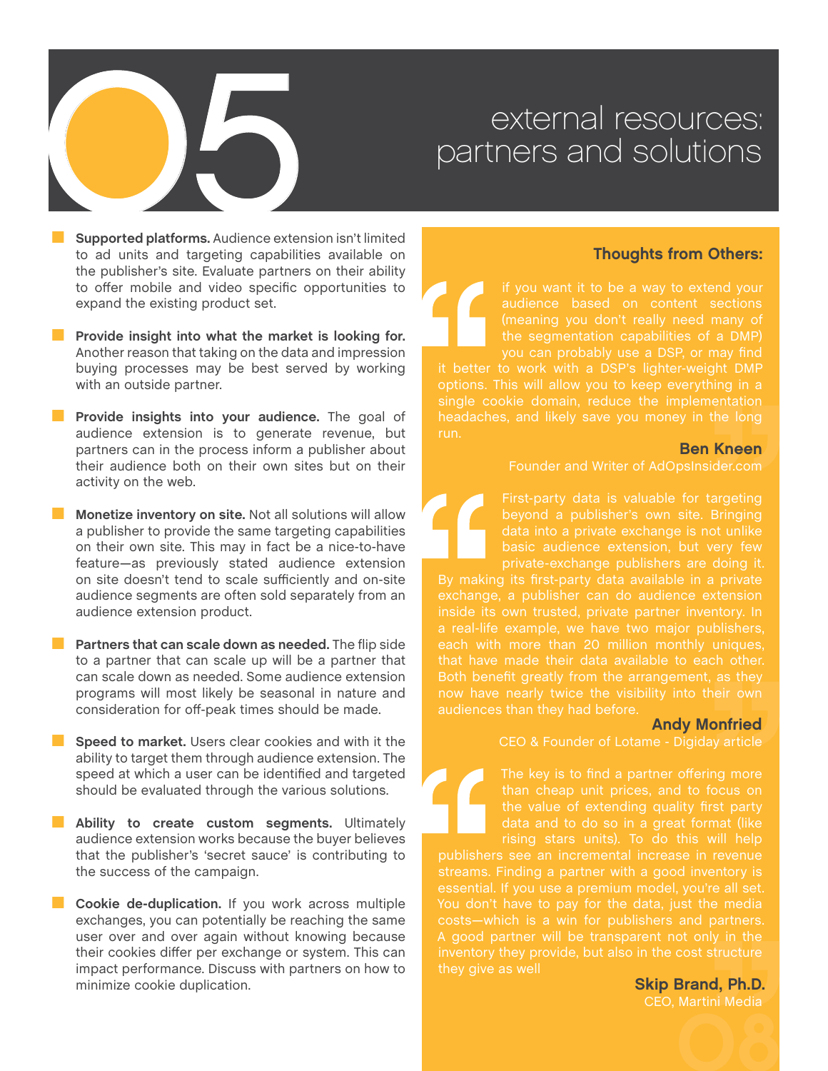# 05 external resources: partners and solutions

- **Supported platforms.** Audience extension isn't limited to ad units and targeting capabilities available on the publisher's site. Evaluate partners on their ability to offer mobile and video specific opportunities to expand the existing product set.

- **Provide insight into what the market is looking for.** Another reason that taking on the data and impression buying processes may be best served by working with an outside partner.

- **Provide insights into your audience.** The goal of audience extension is to generate revenue, but partners can in the process inform a publisher about their audience both on their own sites but on their activity on the web.

- **Monetize inventory on site.** Not all solutions will allow a publisher to provide the same targeting capabilities on their own site. This may in fact be a nice-to-have feature—as previously stated audience extension on site doesn't tend to scale sufficiently and on-site audience segments are often sold separately from an audience extension product.

- **Partners that can scale down as needed.** The flip side to a partner that can scale up will be a partner that can scale down as needed. Some audience extension programs will most likely be seasonal in nature and consideration for off-peak times should be made.

- **Speed to market.** Users clear cookies and with it the ability to target them through audience extension. The speed at which a user can be identified and targeted should be evaluated through the various solutions.

- **Ability to create custom segments.** Ultimately audience extension works because the buyer believes that the publisher's 'secret sauce' is contributing to the success of the campaign.

- **Cookie de-duplication.** If you work across multiple exchanges, you can potentially be reaching the same user over and over again without knowing because their cookies differ per exchange or system. This can impact performance. Discuss with partners on how to minimize cookie duplication.

## Thoughts from Others:

> if you want it to be a way to extend your audience based on content sections (meaning you don't really need many of the segmentation capabilities of a DMP) you can probably use a DSP, or may find it better to work with a DSP's lighter-weight DMP options. This will allow you to keep everything in a single cookie domain, reduce the implementation headaches, and likely save you money in the long run.
>
> **Ben Kneen**
> Founder and Writer of AdOpsInsider.com

> First-party data is valuable for targeting beyond a publisher's own site. Bringing data into a private exchange is not unlike basic audience extension, but very few private-exchange publishers are doing it. By making its first-party data available in a private exchange, a publisher can do audience extension inside its own trusted, private partner inventory. In a real-life example, we have two major publishers, each with more than 20 million monthly uniques, that have made their data available to each other. Both benefit greatly from the arrangement, as they now have nearly twice the visibility into their own audiences than they had before.
>
> **Andy Monfried**
> CEO & Founder of Lotame - Digiday article

> The key is to find a partner offering more than cheap unit prices, and to focus on the value of extending quality first party data and to do so in a great format (like rising stars units). To do this will help publishers see an incremental increase in revenue streams. Finding a partner with a good inventory is essential. If you use a premium model, you're all set. You don't have to pay for the data, just the media costs—which is a win for publishers and partners. A good partner will be transparent not only in the inventory they provide, but also in the cost structure they give as well
>
> **Skip Brand, Ph.D.**
> CEO, Martini Media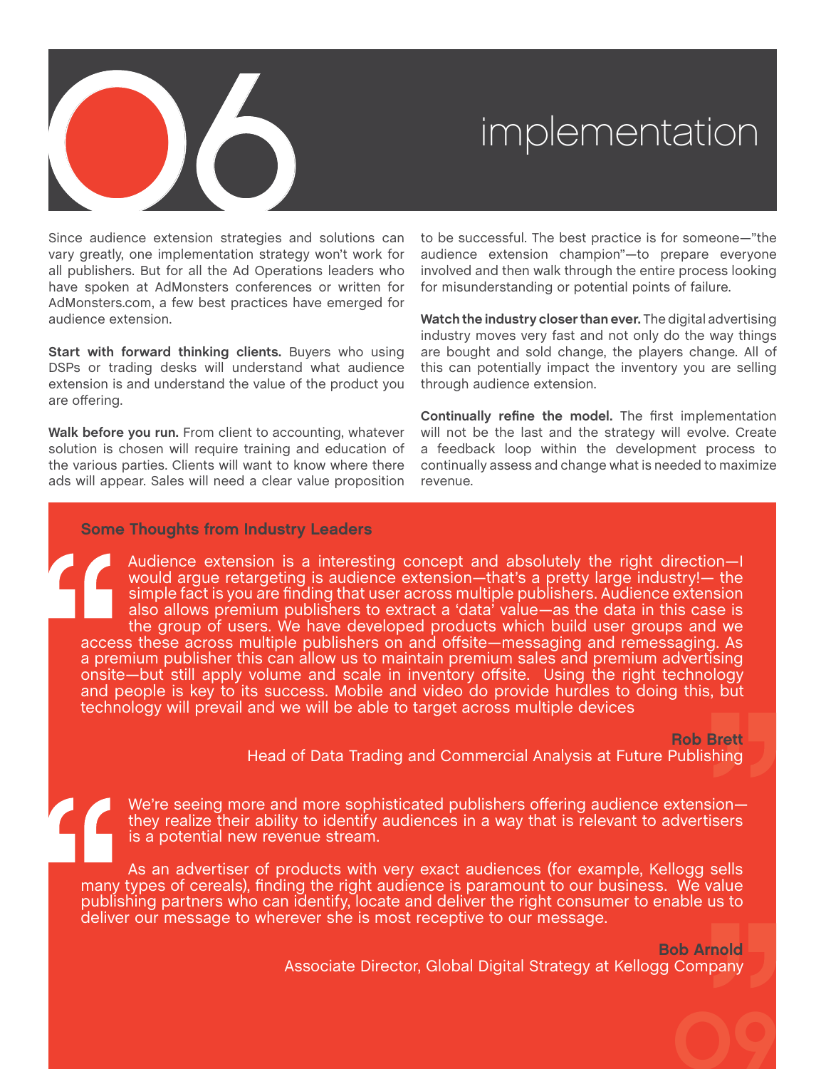# 06 implementation

Since audience extension strategies and solutions can vary greatly, one implementation strategy won't work for all publishers. But for all the Ad Operations leaders who have spoken at AdMonsters conferences or written for AdMonsters.com, a few best practices have emerged for audience extension.

**Start with forward thinking clients.** Buyers who using DSPs or trading desks will understand what audience extension is and understand the value of the product you are offering.

**Walk before you run.** From client to accounting, whatever solution is chosen will require training and education of the various parties. Clients will want to know where there ads will appear. Sales will need a clear value proposition to be successful. The best practice is for someone—"the audience extension champion"—to prepare everyone involved and then walk through the entire process looking for misunderstanding or potential points of failure.

**Watch the industry closer than ever.** The digital advertising industry moves very fast and not only do the way things are bought and sold change, the players change. All of this can potentially impact the inventory you are selling through audience extension.

**Continually refine the model.** The first implementation will not be the last and the strategy will evolve. Create a feedback loop within the development process to continually assess and change what is needed to maximize revenue.

## Some Thoughts from Industry Leaders

> Audience extension is a interesting concept and absolutely the right direction—I would argue retargeting is audience extension—that's a pretty large industry!— the simple fact is you are finding that user across multiple publishers. Audience extension also allows premium publishers to extract a 'data' value—as the data in this case is the group of users. We have developed products which build user groups and we access these across multiple publishers on and offsite—messaging and remessaging. As a premium publisher this can allow us to maintain premium sales and premium advertising onsite—but still apply volume and scale in inventory offsite. Using the right technology and people is key to its success. Mobile and video do provide hurdles to doing this, but technology will prevail and we will be able to target across multiple devices
>
> **Rob Brett**
> Head of Data Trading and Commercial Analysis at Future Publishing

> We're seeing more and more sophisticated publishers offering audience extension—they realize their ability to identify audiences in a way that is relevant to advertisers is a potential new revenue stream.
>
> As an advertiser of products with very exact audiences (for example, Kellogg sells many types of cereals), finding the right audience is paramount to our business. We value publishing partners who can identify, locate and deliver the right consumer to enable us to deliver our message to wherever she is most receptive to our message.
>
> **Bob Arnold**
> Associate Director, Global Digital Strategy at Kellogg Company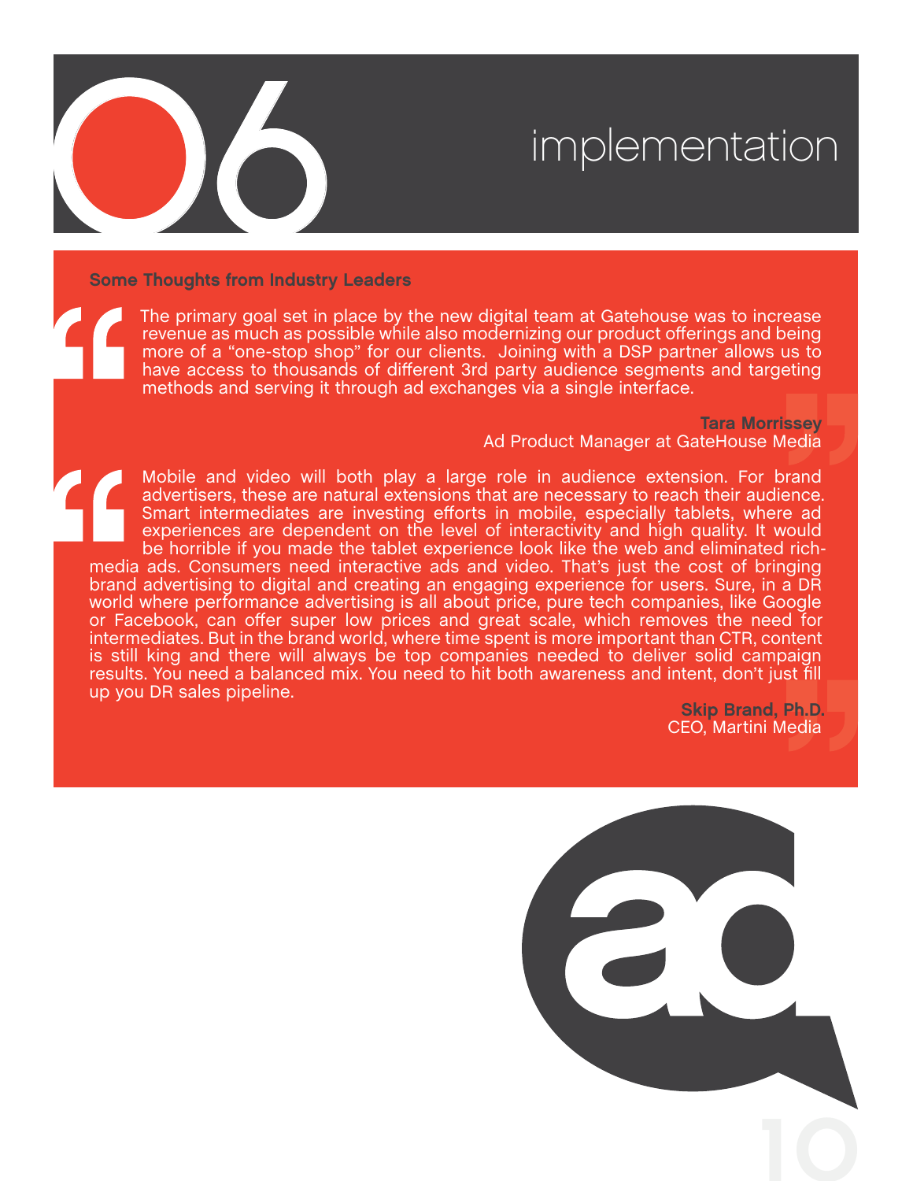# 06 implementation

**Some Thoughts from Industry Leaders**

> The primary goal set in place by the new digital team at Gatehouse was to increase revenue as much as possible while also modernizing our product offerings and being more of a "one-stop shop" for our clients. Joining with a DSP partner allows us to have access to thousands of different 3rd party audience segments and targeting methods and serving it through ad exchanges via a single interface.
>
> **Tara Morrissey**
> Ad Product Manager at GateHouse Media

> Mobile and video will both play a large role in audience extension. For brand advertisers, these are natural extensions that are necessary to reach their audience. Smart intermediates are investing efforts in mobile, especially tablets, where ad experiences are dependent on the level of interactivity and high quality. It would be horrible if you made the tablet experience look like the web and eliminated rich-media ads. Consumers need interactive ads and video. That's just the cost of bringing brand advertising to digital and creating an engaging experience for users. Sure, in a DR world where performance advertising is all about price, pure tech companies, like Google or Facebook, can offer super low prices and great scale, which removes the need for intermediates. But in the brand world, where time spent is more important than CTR, content is still king and there will always be top companies needed to deliver solid campaign results. You need a balanced mix. You need to hit both awareness and intent, don't just fill up you DR sales pipeline.
>
> **Skip Brand, Ph.D.**
> CEO, Martini Media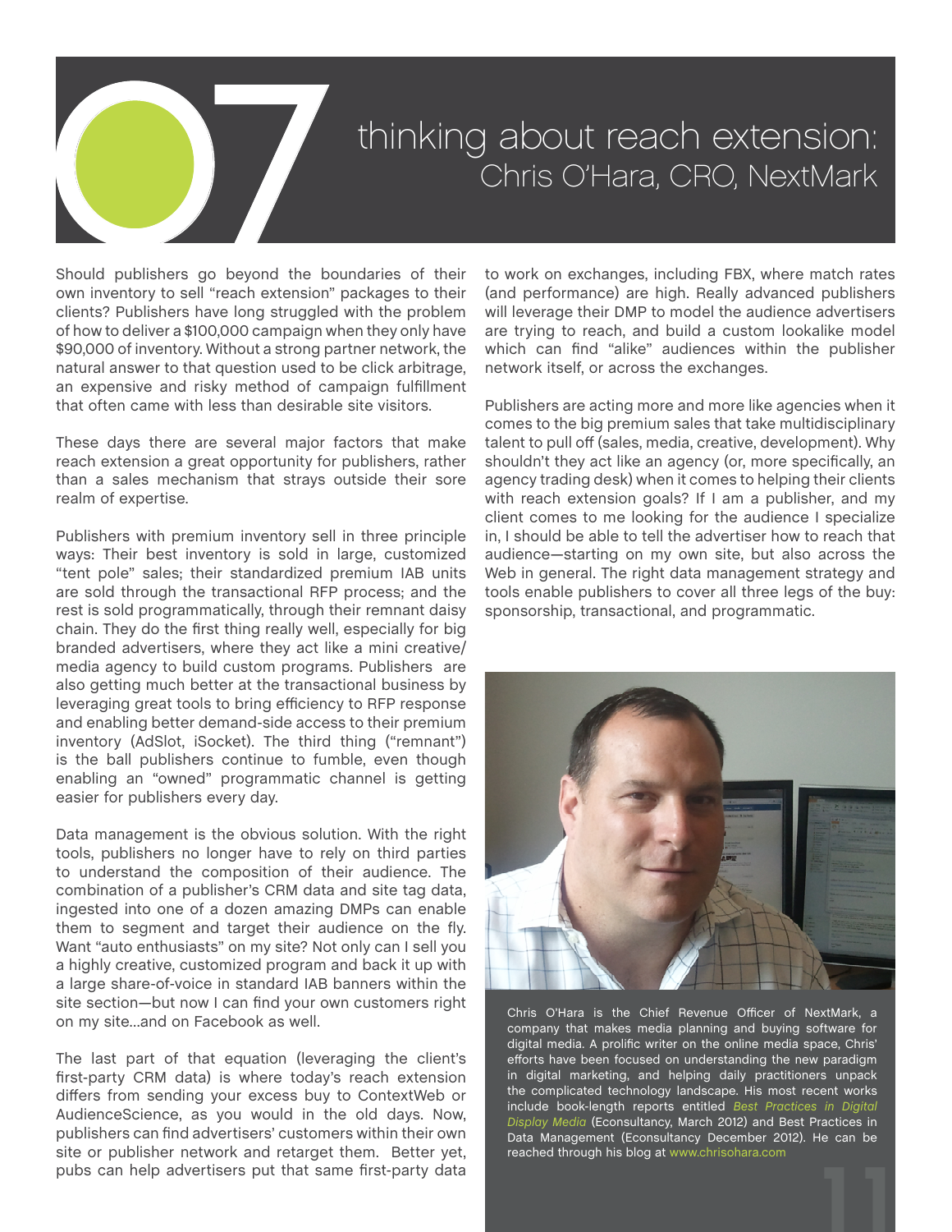# 07 thinking about reach extension: Chris O'Hara, CRO, NextMark

Should publishers go beyond the boundaries of their own inventory to sell "reach extension" packages to their clients? Publishers have long struggled with the problem of how to deliver a $100,000 campaign when they only have $90,000 of inventory. Without a strong partner network, the natural answer to that question used to be click arbitrage, an expensive and risky method of campaign fulfillment that often came with less than desirable site visitors.

These days there are several major factors that make reach extension a great opportunity for publishers, rather than a sales mechanism that strays outside their sore realm of expertise.

Publishers with premium inventory sell in three principle ways: Their best inventory is sold in large, customized "tent pole" sales; their standardized premium IAB units are sold through the transactional RFP process; and the rest is sold programmatically, through their remnant daisy chain. They do the first thing really well, especially for big branded advertisers, where they act like a mini creative/media agency to build custom programs. Publishers are also getting much better at the transactional business by leveraging great tools to bring efficiency to RFP response and enabling better demand-side access to their premium inventory (AdSlot, iSocket). The third thing ("remnant") is the ball publishers continue to fumble, even though enabling an "owned" programmatic channel is getting easier for publishers every day.

Data management is the obvious solution. With the right tools, publishers no longer have to rely on third parties to understand the composition of their audience. The combination of a publisher's CRM data and site tag data, ingested into one of a dozen amazing DMPs can enable them to segment and target their audience on the fly. Want "auto enthusiasts" on my site? Not only can I sell you a highly creative, customized program and back it up with a large share-of-voice in standard IAB banners within the site section—but now I can find your own customers right on my site...and on Facebook as well.

The last part of that equation (leveraging the client's first-party CRM data) is where today's reach extension differs from sending your excess buy to ContextWeb or AudienceScience, as you would in the old days. Now, publishers can find advertisers' customers within their own site or publisher network and retarget them. Better yet, pubs can help advertisers put that same first-party data to work on exchanges, including FBX, where match rates (and performance) are high. Really advanced publishers will leverage their DMP to model the audience advertisers are trying to reach, and build a custom lookalike model which can find "alike" audiences within the publisher network itself, or across the exchanges.

Publishers are acting more and more like agencies when it comes to the big premium sales that take multidisciplinary talent to pull off (sales, media, creative, development). Why shouldn't they act like an agency (or, more specifically, an agency trading desk) when it comes to helping their clients with reach extension goals? If I am a publisher, and my client comes to me looking for the audience I specialize in, I should be able to tell the advertiser how to reach that audience—starting on my own site, but also across the Web in general. The right data management strategy and tools enable publishers to cover all three legs of the buy: sponsorship, transactional, and programmatic.

Chris O'Hara is the Chief Revenue Officer of NextMark, a company that makes media planning and buying software for digital media. A prolific writer on the online media space, Chris' efforts have been focused on understanding the new paradigm in digital marketing, and helping daily practitioners unpack the complicated technology landscape. His most recent works include book-length reports entitled *Best Practices in Digital Display Media* (Econsultancy, March 2012) and Best Practices in Data Management (Econsultancy December 2012). He can be reached through his blog at www.chrisohara.com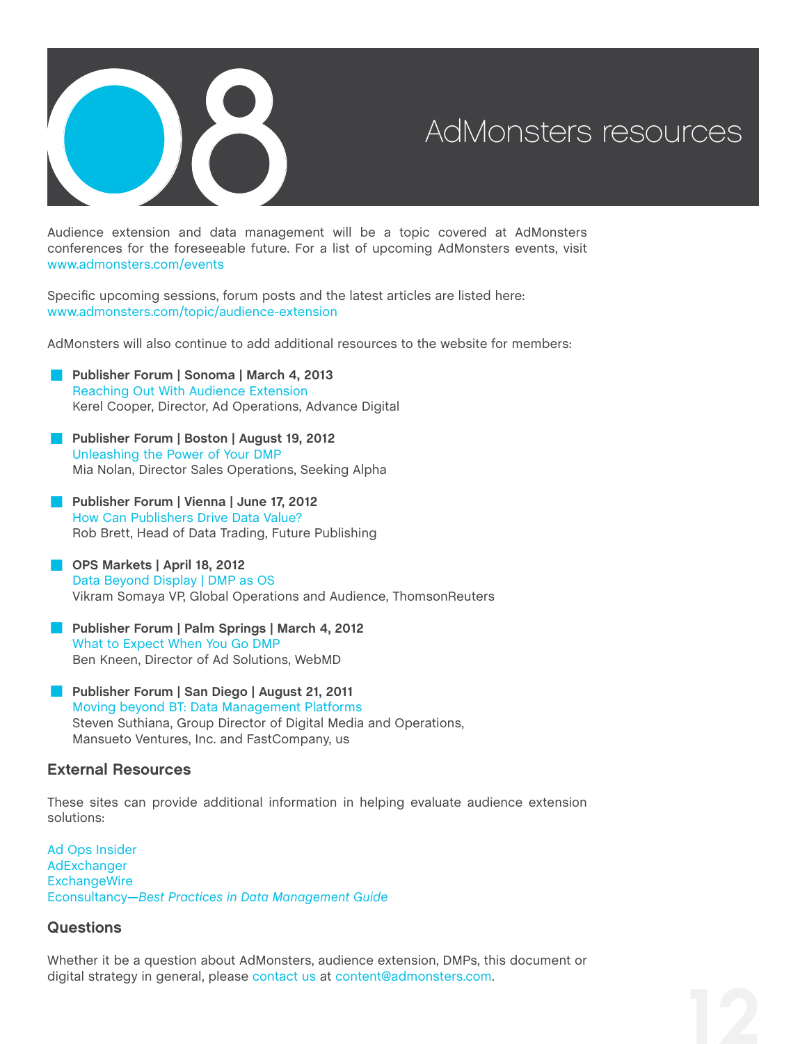# 08 AdMonsters resources

Audience extension and data management will be a topic covered at AdMonsters conferences for the foreseeable future. For a list of upcoming AdMonsters events, visit www.admonsters.com/events

Specific upcoming sessions, forum posts and the latest articles are listed here: www.admonsters.com/topic/audience-extension

AdMonsters will also continue to add additional resources to the website for members:

- **Publisher Forum | Sonoma | March 4, 2013**
  Reaching Out With Audience Extension
  Kerel Cooper, Director, Ad Operations, Advance Digital

- **Publisher Forum | Boston | August 19, 2012**
  Unleashing the Power of Your DMP
  Mia Nolan, Director Sales Operations, Seeking Alpha

- **Publisher Forum | Vienna | June 17, 2012**
  How Can Publishers Drive Data Value?
  Rob Brett, Head of Data Trading, Future Publishing

- **OPS Markets | April 18, 2012**
  Data Beyond Display | DMP as OS
  Vikram Somaya VP, Global Operations and Audience, ThomsonReuters

- **Publisher Forum | Palm Springs | March 4, 2012**
  What to Expect When You Go DMP
  Ben Kneen, Director of Ad Solutions, WebMD

- **Publisher Forum | San Diego | August 21, 2011**
  Moving beyond BT: Data Management Platforms
  Steven Suthiana, Group Director of Digital Media and Operations, Mansueto Ventures, Inc. and FastCompany, us

## External Resources

These sites can provide additional information in helping evaluate audience extension solutions:

Ad Ops Insider
AdExchanger
ExchangeWire
Econsultancy—*Best Practices in Data Management Guide*

## Questions

Whether it be a question about AdMonsters, audience extension, DMPs, this document or digital strategy in general, please contact us at content@admonsters.com.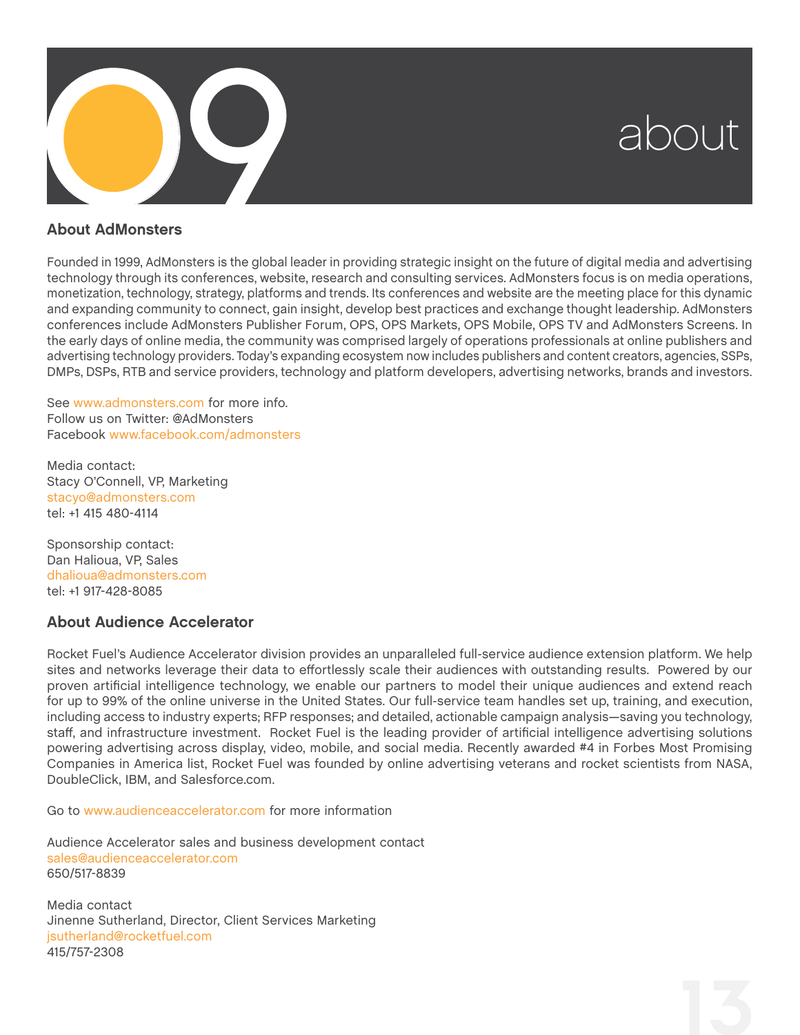# 09 about

## About AdMonsters

Founded in 1999, AdMonsters is the global leader in providing strategic insight on the future of digital media and advertising technology through its conferences, website, research and consulting services. AdMonsters focus is on media operations, monetization, technology, strategy, platforms and trends. Its conferences and website are the meeting place for this dynamic and expanding community to connect, gain insight, develop best practices and exchange thought leadership. AdMonsters conferences include AdMonsters Publisher Forum, OPS, OPS Markets, OPS Mobile, OPS TV and AdMonsters Screens. In the early days of online media, the community was comprised largely of operations professionals at online publishers and advertising technology providers. Today's expanding ecosystem now includes publishers and content creators, agencies, SSPs, DMPs, DSPs, RTB and service providers, technology and platform developers, advertising networks, brands and investors.

See www.admonsters.com for more info.
Follow us on Twitter: @AdMonsters
Facebook www.facebook.com/admonsters

Media contact:
Stacy O'Connell, VP, Marketing
stacyo@admonsters.com
tel: +1 415 480-4114

Sponsorship contact:
Dan Halioua, VP, Sales
dhalioua@admonsters.com
tel: +1 917-428-8085

## About Audience Accelerator

Rocket Fuel's Audience Accelerator division provides an unparalleled full-service audience extension platform. We help sites and networks leverage their data to effortlessly scale their audiences with outstanding results. Powered by our proven artificial intelligence technology, we enable our partners to model their unique audiences and extend reach for up to 99% of the online universe in the United States. Our full-service team handles set up, training, and execution, including access to industry experts; RFP responses; and detailed, actionable campaign analysis—saving you technology, staff, and infrastructure investment. Rocket Fuel is the leading provider of artificial intelligence advertising solutions powering advertising across display, video, mobile, and social media. Recently awarded #4 in Forbes Most Promising Companies in America list, Rocket Fuel was founded by online advertising veterans and rocket scientists from NASA, DoubleClick, IBM, and Salesforce.com.

Go to www.audienceaccelerator.com for more information

Audience Accelerator sales and business development contact
sales@audienceaccelerator.com
650/517-8839

Media contact
Jinenne Sutherland, Director, Client Services Marketing
jsutherland@rocketfuel.com
415/757-2308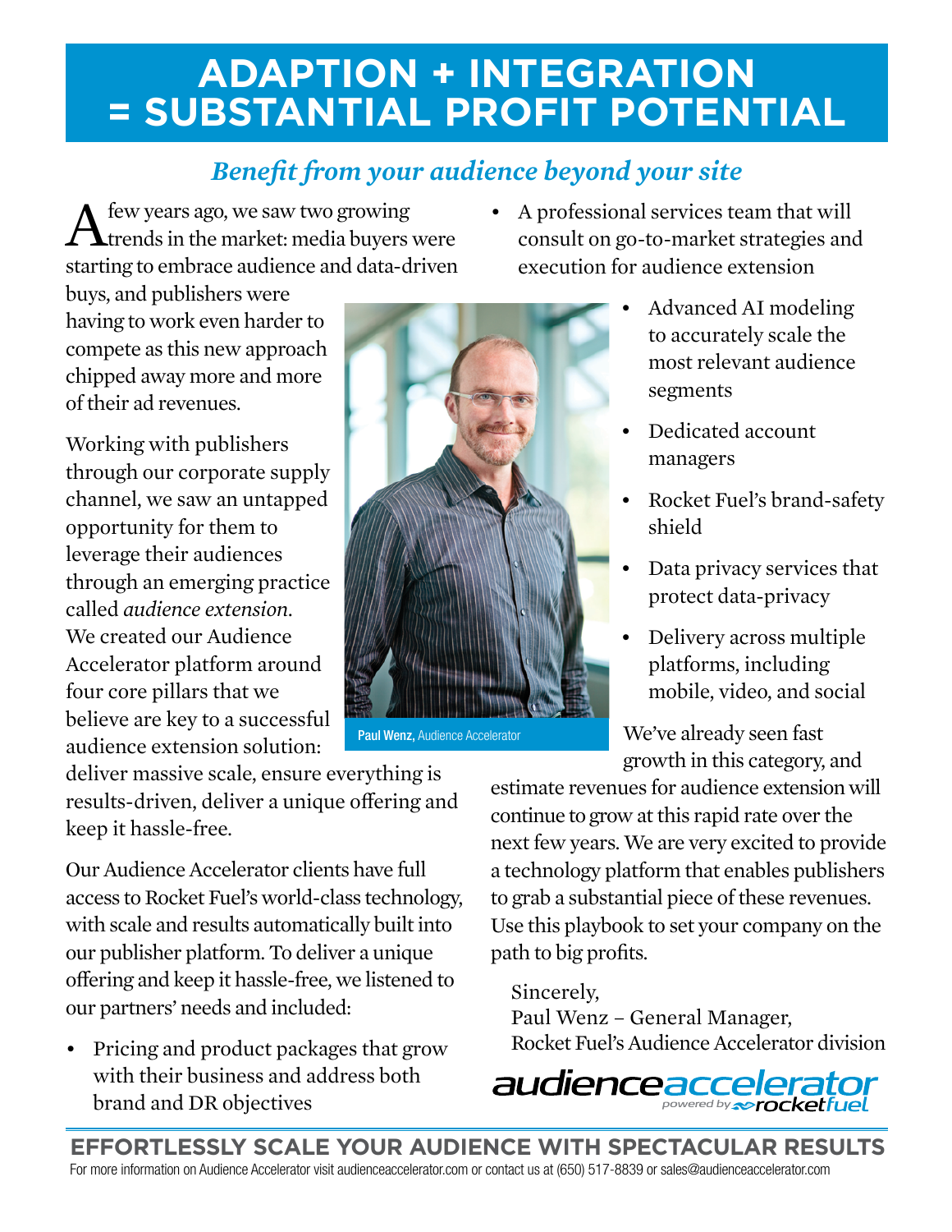# ADAPTION + INTEGRATION = SUBSTANTIAL PROFIT POTENTIAL

## *Benefit from your audience beyond your site*

A few years ago, we saw two growing trends in the market: media buyers were starting to embrace audience and data-driven buys, and publishers were having to work even harder to compete as this new approach chipped away more and more of their ad revenues.

Working with publishers through our corporate supply channel, we saw an untapped opportunity for them to leverage their audiences through an emerging practice called *audience extension*. We created our Audience Accelerator platform around four core pillars that we believe are key to a successful audience extension solution: deliver massive scale, ensure everything is results-driven, deliver a unique offering and keep it hassle-free.

Our Audience Accelerator clients have full access to Rocket Fuel's world-class technology, with scale and results automatically built into our publisher platform. To deliver a unique offering and keep it hassle-free, we listened to our partners' needs and included:

- Pricing and product packages that grow with their business and address both brand and DR objectives
- A professional services team that will consult on go-to-market strategies and execution for audience extension
- Advanced AI modeling to accurately scale the most relevant audience segments
- Dedicated account managers
- Rocket Fuel's brand-safety shield
- Data privacy services that protect data-privacy
- Delivery across multiple platforms, including mobile, video, and social

**Paul Wenz,** Audience Accelerator

We've already seen fast growth in this category, and estimate revenues for audience extension will continue to grow at this rapid rate over the next few years. We are very excited to provide a technology platform that enables publishers to grab a substantial piece of these revenues. Use this playbook to set your company on the path to big profits.

Sincerely,
Paul Wenz – General Manager,
Rocket Fuel's Audience Accelerator division

audienceaccelerator
powered by rocketfuel

**EFFORTLESSLY SCALE YOUR AUDIENCE WITH SPECTACULAR RESULTS**

For more information on Audience Accelerator visit audienceaccelerator.com or contact us at (650) 517-8839 or sales@audienceaccelerator.com